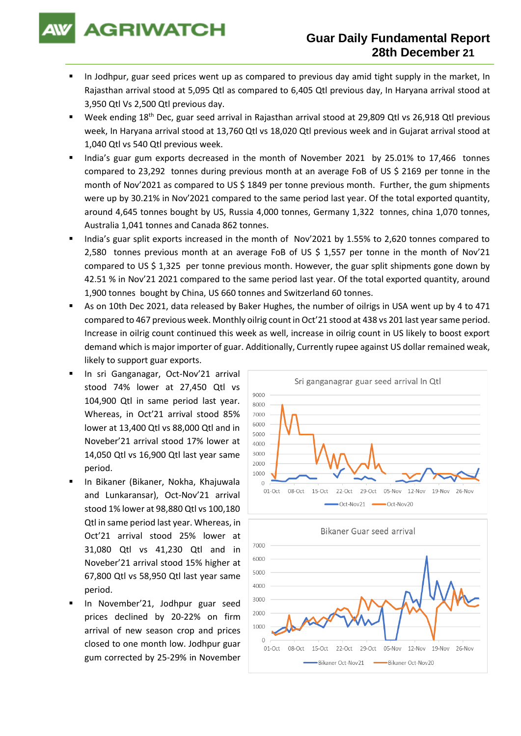# Guar Daily Fundamental Report
## 28th December 21

- In Jodhpur, guar seed prices went up as compared to previous day amid tight supply in the market, In Rajasthan arrival stood at 5,095 Qtl as compared to 6,405 Qtl previous day, In Haryana arrival stood at 3,950 Qtl Vs 2,500 Qtl previous day.
- Week ending 18th Dec, guar seed arrival in Rajasthan arrival stood at 29,809 Qtl vs 26,918 Qtl previous week, In Haryana arrival stood at 13,760 Qtl vs 18,020 Qtl previous week and in Gujarat arrival stood at 1,040 Qtl vs 540 Qtl previous week.
- India's guar gum exports decreased in the month of November 2021 by 25.01% to 17,466 tonnes compared to 23,292 tonnes during previous month at an average FoB of US $ 2169 per tonne in the month of Nov'2021 as compared to US $ 1849 per tonne previous month. Further, the gum shipments were up by 30.21% in Nov'2021 compared to the same period last year. Of the total exported quantity, around 4,645 tonnes bought by US, Russia 4,000 tonnes, Germany 1,322 tonnes, china 1,070 tonnes, Australia 1,041 tonnes and Canada 862 tonnes.
- India's guar split exports increased in the month of Nov'2021 by 1.55% to 2,620 tonnes compared to 2,580 tonnes previous month at an average FoB of US $ 1,557 per tonne in the month of Nov'21 compared to US $ 1,325 per tonne previous month. However, the guar split shipments gone down by 42.51 % in Nov'21 2021 compared to the same period last year. Of the total exported quantity, around 1,900 tonnes bought by China, US 660 tonnes and Switzerland 60 tonnes.
- As on 10th Dec 2021, data released by Baker Hughes, the number of oilrigs in USA went up by 4 to 471 compared to 467 previous week. Monthly oilrig count in Oct'21 stood at 438 vs 201 last year same period. Increase in oilrig count continued this week as well, increase in oilrig count in US likely to boost export demand which is major importer of guar. Additionally, Currently rupee against US dollar remained weak, likely to support guar exports.
- In sri Ganganagar, Oct-Nov'21 arrival stood 74% lower at 27,450 Qtl vs 104,900 Qtl in same period last year. Whereas, in Oct'21 arrival stood 85% lower at 13,400 Qtl vs 88,000 Qtl and in Noveber'21 arrival stood 17% lower at 14,050 Qtl vs 16,900 Qtl last year same period.
- In Bikaner (Bikaner, Nokha, Khajuwala and Lunkaransar), Oct-Nov'21 arrival stood 1% lower at 98,880 Qtl vs 100,180 Qtl in same period last year. Whereas, in Oct'21 arrival stood 25% lower at 31,080 Qtl vs 41,230 Qtl and in Noveber'21 arrival stood 15% higher at 67,800 Qtl vs 58,950 Qtl last year same period.
- In November'21, Jodhpur guar seed prices declined by 20-22% on firm arrival of new season crop and prices closed to one month low. Jodhpur guar gum corrected by 25-29% in November

Sri ganganagrar guar seed arrival In Qtl

Bikaner Guar seed arrival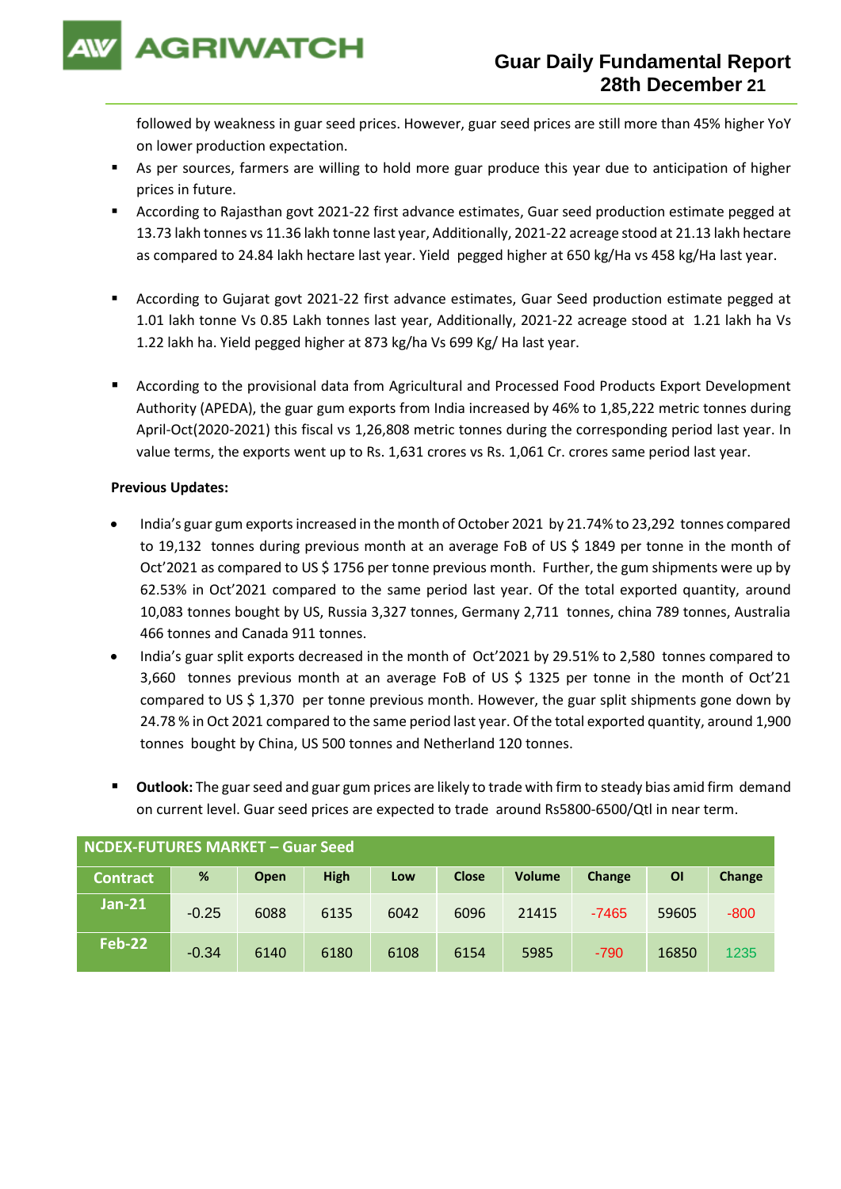followed by weakness in guar seed prices. However, guar seed prices are still more than 45% higher YoY on lower production expectation.

- As per sources, farmers are willing to hold more guar produce this year due to anticipation of higher prices in future.
- According to Rajasthan govt 2021-22 first advance estimates, Guar seed production estimate pegged at 13.73 lakh tonnes vs 11.36 lakh tonne last year, Additionally, 2021-22 acreage stood at 21.13 lakh hectare as compared to 24.84 lakh hectare last year. Yield pegged higher at 650 kg/Ha vs 458 kg/Ha last year.
- According to Gujarat govt 2021-22 first advance estimates, Guar Seed production estimate pegged at 1.01 lakh tonne Vs 0.85 Lakh tonnes last year, Additionally, 2021-22 acreage stood at 1.21 lakh ha Vs 1.22 lakh ha. Yield pegged higher at 873 kg/ha Vs 699 Kg/ Ha last year.
- According to the provisional data from Agricultural and Processed Food Products Export Development Authority (APEDA), the guar gum exports from India increased by 46% to 1,85,222 metric tonnes during April-Oct(2020-2021) this fiscal vs 1,26,808 metric tonnes during the corresponding period last year. In value terms, the exports went up to Rs. 1,631 crores vs Rs. 1,061 Cr. crores same period last year.

**Previous Updates:**

- India's guar gum exports increased in the month of October 2021 by 21.74% to 23,292 tonnes compared to 19,132 tonnes during previous month at an average FoB of US $ 1849 per tonne in the month of Oct'2021 as compared to US $ 1756 per tonne previous month. Further, the gum shipments were up by 62.53% in Oct'2021 compared to the same period last year. Of the total exported quantity, around 10,083 tonnes bought by US, Russia 3,327 tonnes, Germany 2,711 tonnes, china 789 tonnes, Australia 466 tonnes and Canada 911 tonnes.
- India's guar split exports decreased in the month of Oct'2021 by 29.51% to 2,580 tonnes compared to 3,660 tonnes previous month at an average FoB of US $ 1325 per tonne in the month of Oct'21 compared to US $ 1,370 per tonne previous month. However, the guar split shipments gone down by 24.78 % in Oct 2021 compared to the same period last year. Of the total exported quantity, around 1,900 tonnes bought by China, US 500 tonnes and Netherland 120 tonnes.

- **Outlook:** The guar seed and guar gum prices are likely to trade with firm to steady bias amid firm demand on current level. Guar seed prices are expected to trade around Rs5800-6500/Qtl in near term.

| NCDEX-FUTURES MARKET – Guar Seed | | | | | | | | | |
|---|---|---|---|---|---|---|---|---|---|
| Contract | % | Open | High | Low | Close | Volume | Change | OI | Change |
| Jan-21 | -0.25 | 6088 | 6135 | 6042 | 6096 | 21415 | -7465 | 59605 | -800 |
| Feb-22 | -0.34 | 6140 | 6180 | 6108 | 6154 | 5985 | -790 | 16850 | 1235 |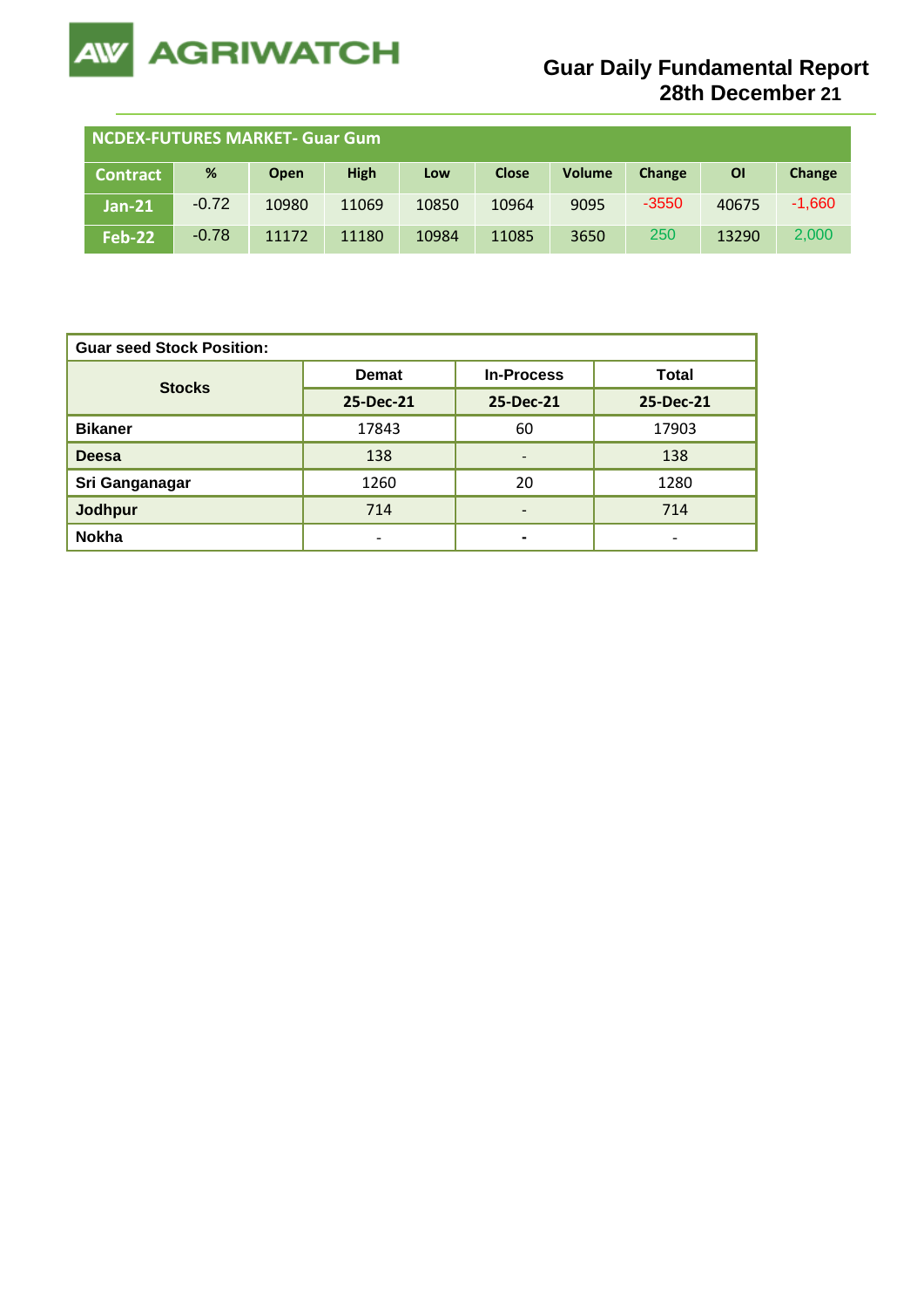# Guar Daily Fundamental Report 28th December 21

| NCDEX-FUTURES MARKET- Guar Gum | | | | | | | | | |
|---|---|---|---|---|---|---|---|---|---|
| Contract | % | Open | High | Low | Close | Volume | Change | OI | Change |
| Jan-21 | -0.72 | 10980 | 11069 | 10850 | 10964 | 9095 | -3550 | 40675 | -1,660 |
| Feb-22 | -0.78 | 11172 | 11180 | 10984 | 11085 | 3650 | 250 | 13290 | 2,000 |

| Guar seed Stock Position: | | | |
|---|---|---|---|
| Stocks | Demat | In-Process | Total |
| | 25-Dec-21 | 25-Dec-21 | 25-Dec-21 |
| **Bikaner** | 17843 | 60 | 17903 |
| **Deesa** | 138 | - | 138 |
| **Sri Ganganagar** | 1260 | 20 | 1280 |
| **Jodhpur** | 714 | - | 714 |
| **Nokha** | - | - | - |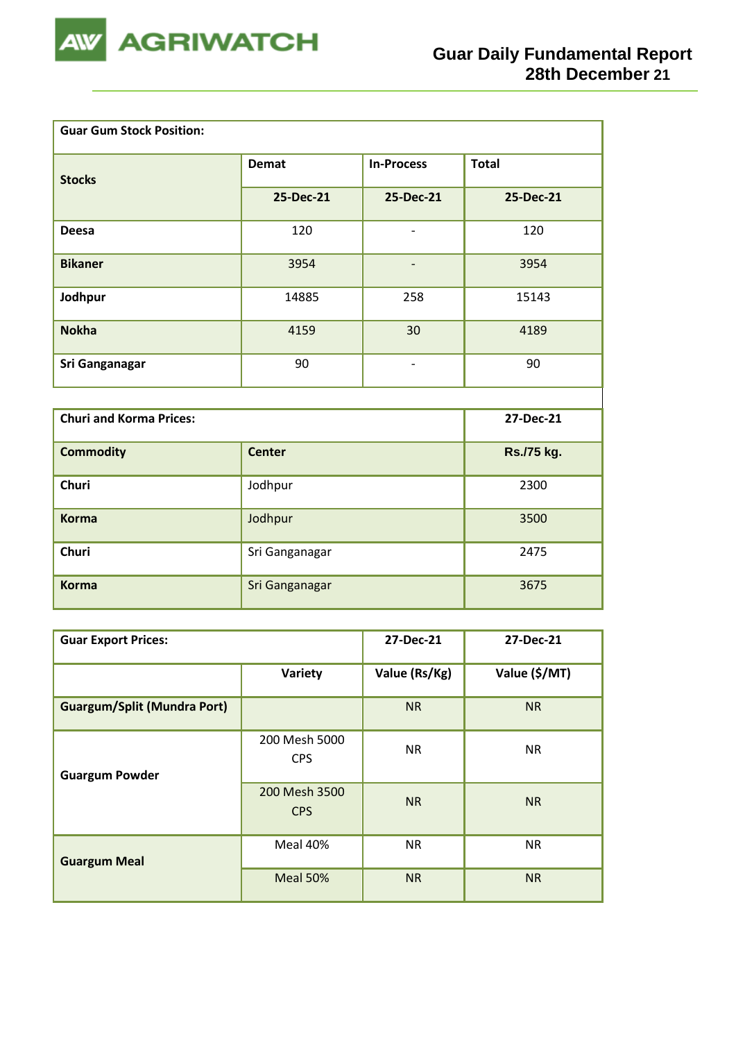| Guar Gum Stock Position: | | | |
|---|---|---|---|
| **Stocks** | **Demat** | **In-Process** | **Total** |
| | **25-Dec-21** | **25-Dec-21** | **25-Dec-21** |
| **Deesa** | 120 | - | 120 |
| **Bikaner** | 3954 | - | 3954 |
| **Jodhpur** | 14885 | 258 | 15143 |
| **Nokha** | 4159 | 30 | 4189 |
| **Sri Ganganagar** | 90 | - | 90 |

| Churi and Korma Prices: | | 27-Dec-21 |
|---|---|---|
| **Commodity** | **Center** | **Rs./75 kg.** |
| **Churi** | Jodhpur | 2300 |
| **Korma** | Jodhpur | 3500 |
| **Churi** | Sri Ganganagar | 2475 |
| **Korma** | Sri Ganganagar | 3675 |

| Guar Export Prices: | | 27-Dec-21 | 27-Dec-21 |
|---|---|---|---|
| | **Variety** | **Value (Rs/Kg)** | **Value ($/MT)** |
| **Guargum/Split (Mundra Port)** | | NR | NR |
| **Guargum Powder** | 200 Mesh 5000 CPS | NR | NR |
| | 200 Mesh 3500 CPS | NR | NR |
| **Guargum Meal** | Meal 40% | NR | NR |
| | Meal 50% | NR | NR |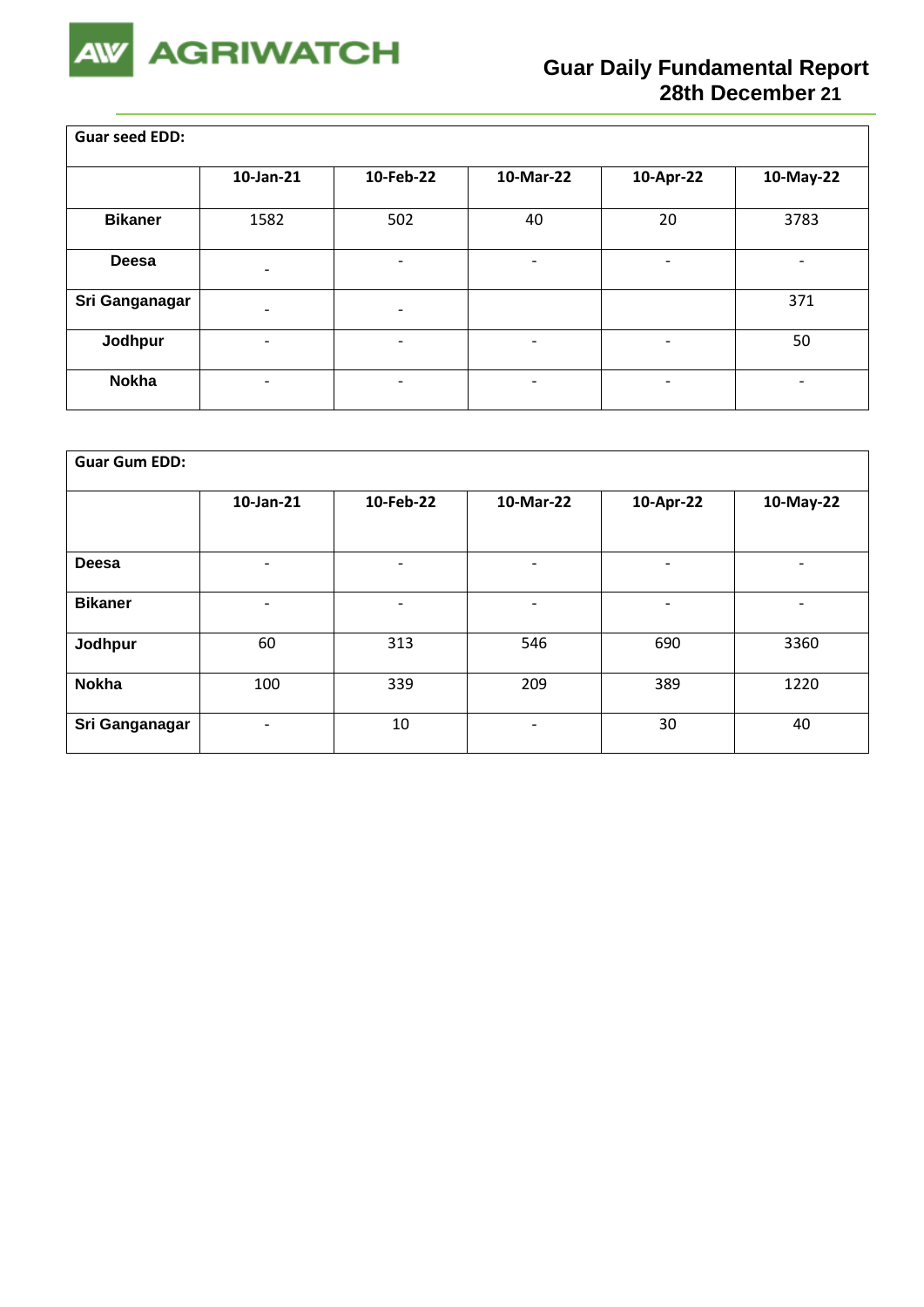Guar Daily Fundamental Report
28th December 21

| Guar seed EDD: | | | | | |
|---|---|---|---|---|---|
| | 10-Jan-21 | 10-Feb-22 | 10-Mar-22 | 10-Apr-22 | 10-May-22 |
| **Bikaner** | 1582 | 502 | 40 | 20 | 3783 |
| **Deesa** | - | - | - | - | - |
| **Sri Ganganagar** | - | - | | | 371 |
| **Jodhpur** | - | - | - | - | 50 |
| **Nokha** | - | - | - | - | - |

| Guar Gum EDD: | | | | | |
|---|---|---|---|---|---|
| | 10-Jan-21 | 10-Feb-22 | 10-Mar-22 | 10-Apr-22 | 10-May-22 |
| **Deesa** | - | - | - | - | - |
| **Bikaner** | - | - | - | - | - |
| **Jodhpur** | 60 | 313 | 546 | 690 | 3360 |
| **Nokha** | 100 | 339 | 209 | 389 | 1220 |
| **Sri Ganganagar** | - | 10 | - | 30 | 40 |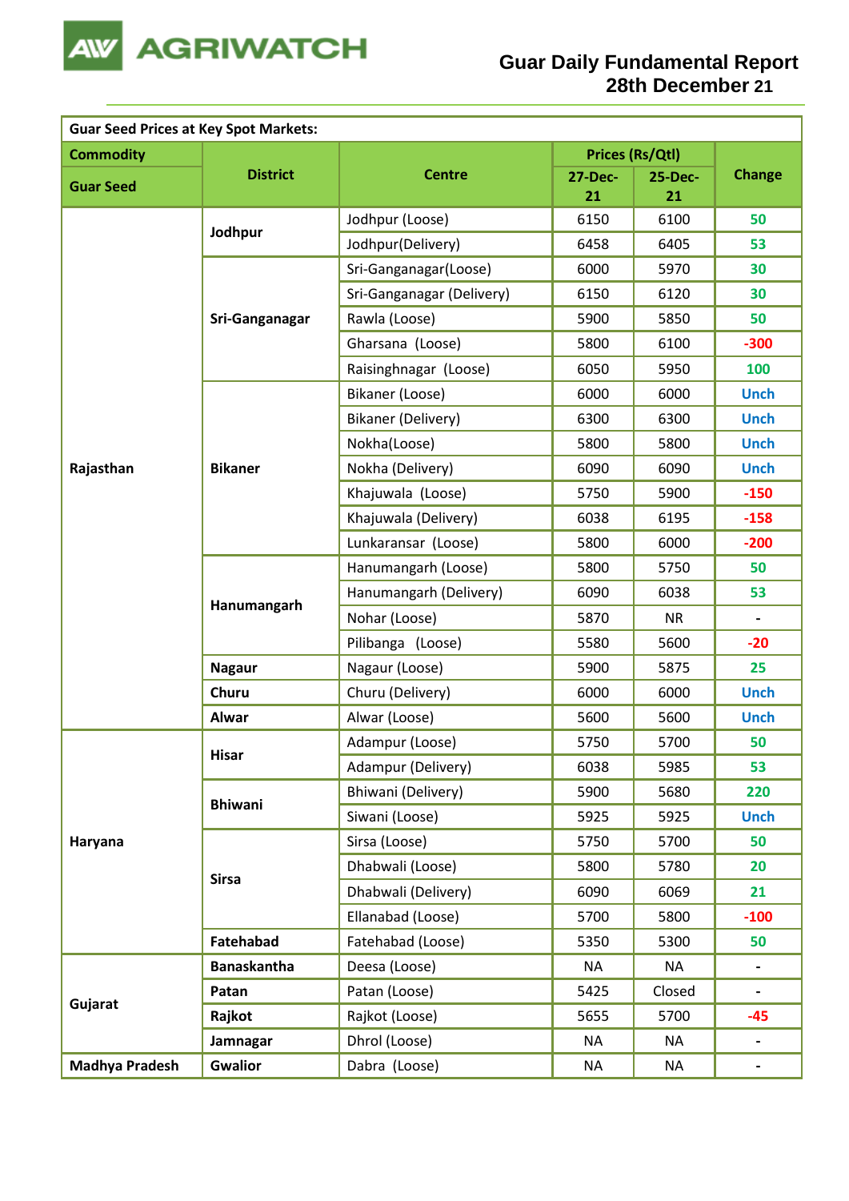# Guar Daily Fundamental Report
## 28th December 21

| Guar Seed Prices at Key Spot Markets: | | | | | |
|---|---|---|---|---|---|
| Commodity | District | Centre | Prices (Rs/Qtl) | | Change |
| Guar Seed | | | 27-Dec-21 | 25-Dec-21 | |
| Rajasthan | Jodhpur | Jodhpur (Loose) | 6150 | 6100 | 50 |
| | | Jodhpur(Delivery) | 6458 | 6405 | 53 |
| | Sri-Ganganagar | Sri-Ganganagar(Loose) | 6000 | 5970 | 30 |
| | | Sri-Ganganagar (Delivery) | 6150 | 6120 | 30 |
| | | Rawla (Loose) | 5900 | 5850 | 50 |
| | | Gharsana (Loose) | 5800 | 6100 | -300 |
| | | Raisinghnagar (Loose) | 6050 | 5950 | 100 |
| | Bikaner | Bikaner (Loose) | 6000 | 6000 | Unch |
| | | Bikaner (Delivery) | 6300 | 6300 | Unch |
| | | Nokha(Loose) | 5800 | 5800 | Unch |
| | | Nokha (Delivery) | 6090 | 6090 | Unch |
| | | Khajuwala (Loose) | 5750 | 5900 | -150 |
| | | Khajuwala (Delivery) | 6038 | 6195 | -158 |
| | | Lunkaransar (Loose) | 5800 | 6000 | -200 |
| | Hanumangarh | Hanumangarh (Loose) | 5800 | 5750 | 50 |
| | | Hanumangarh (Delivery) | 6090 | 6038 | 53 |
| | | Nohar (Loose) | 5870 | NR | - |
| | | Pilibanga (Loose) | 5580 | 5600 | -20 |
| | Nagaur | Nagaur (Loose) | 5900 | 5875 | 25 |
| | Churu | Churu (Delivery) | 6000 | 6000 | Unch |
| | Alwar | Alwar (Loose) | 5600 | 5600 | Unch |
| Haryana | Hisar | Adampur (Loose) | 5750 | 5700 | 50 |
| | | Adampur (Delivery) | 6038 | 5985 | 53 |
| | Bhiwani | Bhiwani (Delivery) | 5900 | 5680 | 220 |
| | | Siwani (Loose) | 5925 | 5925 | Unch |
| | Sirsa | Sirsa (Loose) | 5750 | 5700 | 50 |
| | | Dhabwali (Loose) | 5800 | 5780 | 20 |
| | | Dhabwali (Delivery) | 6090 | 6069 | 21 |
| | | Ellanabad (Loose) | 5700 | 5800 | -100 |
| | Fatehabad | Fatehabad (Loose) | 5350 | 5300 | 50 |
| Gujarat | Banaskantha | Deesa (Loose) | NA | NA | - |
| | Patan | Patan (Loose) | 5425 | Closed | - |
| | Rajkot | Rajkot (Loose) | 5655 | 5700 | -45 |
| | Jamnagar | Dhrol (Loose) | NA | NA | - |
| Madhya Pradesh | Gwalior | Dabra (Loose) | NA | NA | - |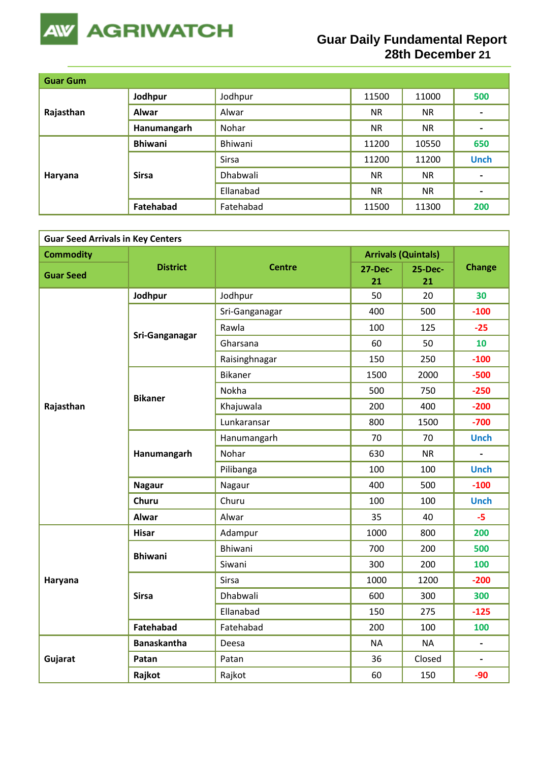# Guar Daily Fundamental Report
## 28th December 21

| Guar Gum | | | | | |
|---|---|---|---|---|---|
| Rajasthan | Jodhpur | Jodhpur | 11500 | 11000 | 500 |
| | Alwar | Alwar | NR | NR | - |
| | Hanumangarh | Nohar | NR | NR | - |
| Haryana | Bhiwani | Bhiwani | 11200 | 10550 | 650 |
| | Sirsa | Sirsa | 11200 | 11200 | Unch |
| | | Dhabwali | NR | NR | - |
| | | Ellanabad | NR | NR | - |
| | Fatehabad | Fatehabad | 11500 | 11300 | 200 |

**Guar Seed Arrivals in Key Centers**

| Commodity | District | Centre | Arrivals (Quintals) | | Change |
|---|---|---|---|---|---|
| Guar Seed | | | 27-Dec-21 | 25-Dec-21 | |
| Rajasthan | Jodhpur | Jodhpur | 50 | 20 | 30 |
| | Sri-Ganganagar | Sri-Ganganagar | 400 | 500 | -100 |
| | | Rawla | 100 | 125 | -25 |
| | | Gharsana | 60 | 50 | 10 |
| | | Raisinghnagar | 150 | 250 | -100 |
| | Bikaner | Bikaner | 1500 | 2000 | -500 |
| | | Nokha | 500 | 750 | -250 |
| | | Khajuwala | 200 | 400 | -200 |
| | | Lunkaransar | 800 | 1500 | -700 |
| | Hanumangarh | Hanumangarh | 70 | 70 | Unch |
| | | Nohar | 630 | NR | - |
| | | Pilibanga | 100 | 100 | Unch |
| | Nagaur | Nagaur | 400 | 500 | -100 |
| | Churu | Churu | 100 | 100 | Unch |
| | Alwar | Alwar | 35 | 40 | -5 |
| Haryana | Hisar | Adampur | 1000 | 800 | 200 |
| | Bhiwani | Bhiwani | 700 | 200 | 500 |
| | | Siwani | 300 | 200 | 100 |
| | Sirsa | Sirsa | 1000 | 1200 | -200 |
| | | Dhabwali | 600 | 300 | 300 |
| | | Ellanabad | 150 | 275 | -125 |
| | Fatehabad | Fatehabad | 200 | 100 | 100 |
| Gujarat | Banaskantha | Deesa | NA | NA | - |
| | Patan | Patan | 36 | Closed | - |
| | Rajkot | Rajkot | 60 | 150 | -90 |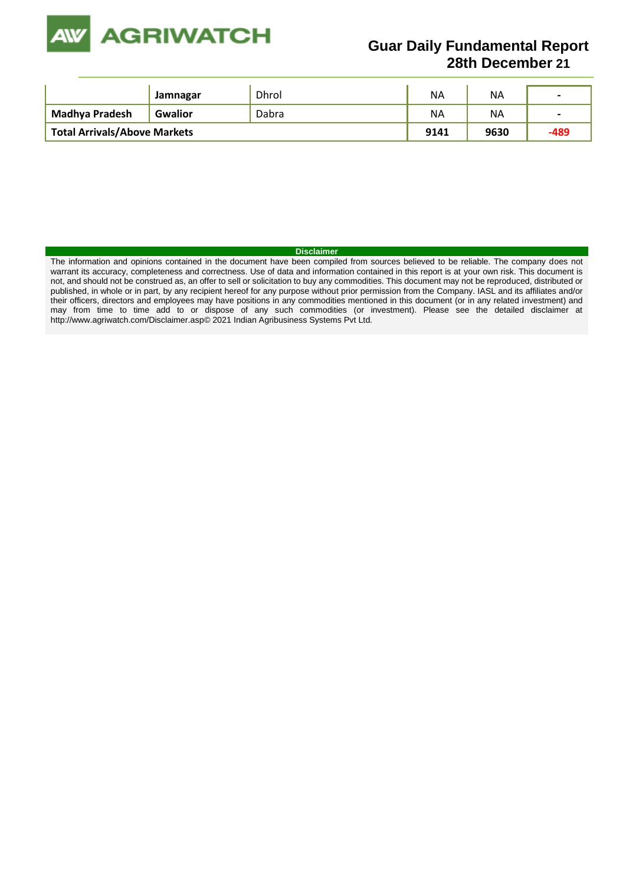| | | | | | |
|---|---|---|---|---|---|
| | **Jamnagar** | Dhrol | NA | NA | - |
| **Madhya Pradesh** | **Gwalior** | Dabra | NA | NA | - |
| **Total Arrivals/Above Markets** | | | **9141** | **9630** | **-489** |

**Disclaimer**

The information and opinions contained in the document have been compiled from sources believed to be reliable. The company does not warrant its accuracy, completeness and correctness. Use of data and information contained in this report is at your own risk. This document is not, and should not be construed as, an offer to sell or solicitation to buy any commodities. This document may not be reproduced, distributed or published, in whole or in part, by any recipient hereof for any purpose without prior permission from the Company. IASL and its affiliates and/or their officers, directors and employees may have positions in any commodities mentioned in this document (or in any related investment) and may from time to time add to or dispose of any such commodities (or investment). Please see the detailed disclaimer at http://www.agriwatch.com/Disclaimer.asp© 2021 Indian Agribusiness Systems Pvt Ltd.